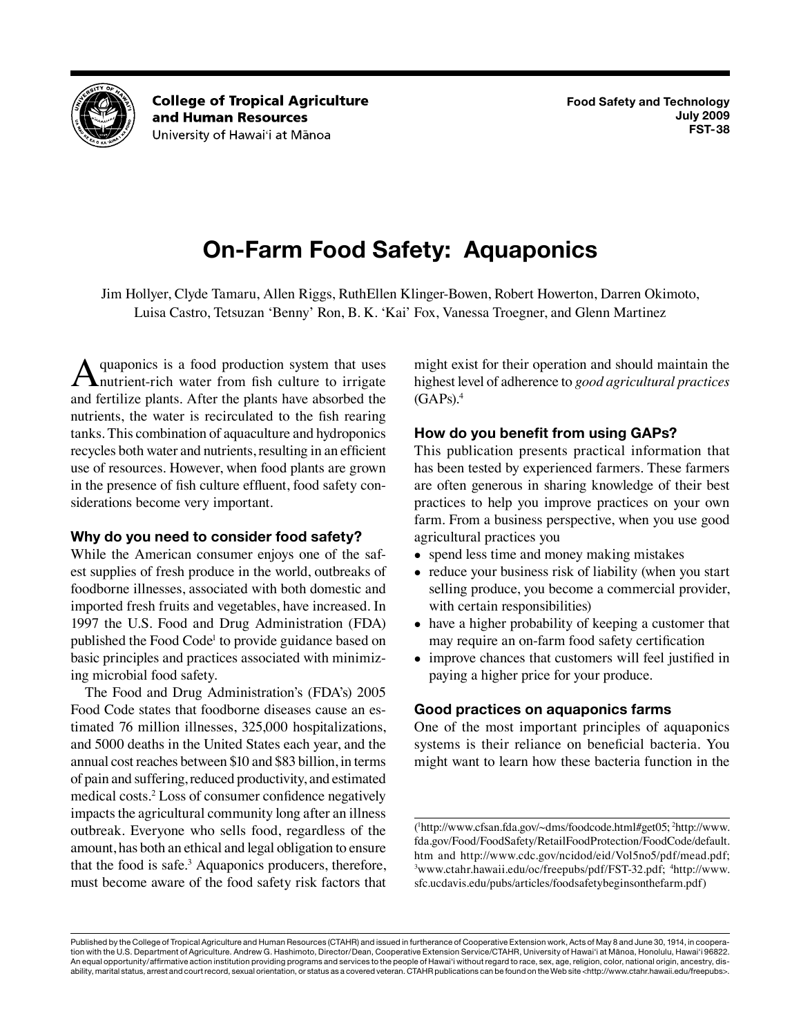College of Tropical Agriculture and Human Resources
University of Hawai'i at Mānoa

Food Safety and Technology
July 2009
FST-38

# On-Farm Food Safety: Aquaponics

Jim Hollyer, Clyde Tamaru, Allen Riggs, RuthEllen Klinger-Bowen, Robert Howerton, Darren Okimoto, Luisa Castro, Tetsuzan 'Benny' Ron, B. K. 'Kai' Fox, Vanessa Troegner, and Glenn Martinez

Aquaponics is a food production system that uses nutrient-rich water from fish culture to irrigate and fertilize plants. After the plants have absorbed the nutrients, the water is recirculated to the fish rearing tanks. This combination of aquaculture and hydroponics recycles both water and nutrients, resulting in an efficient use of resources. However, when food plants are grown in the presence of fish culture effluent, food safety considerations become very important.

### Why do you need to consider food safety?

While the American consumer enjoys one of the safest supplies of fresh produce in the world, outbreaks of foodborne illnesses, associated with both domestic and imported fresh fruits and vegetables, have increased. In 1997 the U.S. Food and Drug Administration (FDA) published the Food Code[1] to provide guidance based on basic principles and practices associated with minimizing microbial food safety.

The Food and Drug Administration's (FDA's) 2005 Food Code states that foodborne diseases cause an estimated 76 million illnesses, 325,000 hospitalizations, and 5000 deaths in the United States each year, and the annual cost reaches between \$10 and \$83 billion, in terms of pain and suffering, reduced productivity, and estimated medical costs.[2] Loss of consumer confidence negatively impacts the agricultural community long after an illness outbreak. Everyone who sells food, regardless of the amount, has both an ethical and legal obligation to ensure that the food is safe.[3] Aquaponics producers, therefore, must become aware of the food safety risk factors that might exist for their operation and should maintain the highest level of adherence to *good agricultural practices* (GAPs).[4]

### How do you benefit from using GAPs?

This publication presents practical information that has been tested by experienced farmers. These farmers are often generous in sharing knowledge of their best practices to help you improve practices on your own farm. From a business perspective, when you use good agricultural practices you

- spend less time and money making mistakes
- reduce your business risk of liability (when you start selling produce, you become a commercial provider, with certain responsibilities)
- have a higher probability of keeping a customer that may require an on-farm food safety certification
- improve chances that customers will feel justified in paying a higher price for your produce.

### Good practices on aquaponics farms

One of the most important principles of aquaponics systems is their reliance on beneficial bacteria. You might want to learn how these bacteria function in the

([1]http://www.cfsan.fda.gov/~dms/foodcode.html#get05; [2]http://www.fda.gov/Food/FoodSafety/RetailFoodProtection/FoodCode/default.htm and http://www.cdc.gov/ncidod/eid/Vol5no5/pdf/mead.pdf; [3]www.ctahr.hawaii.edu/oc/freepubs/pdf/FST-32.pdf; [4]http://www.sfc.ucdavis.edu/pubs/articles/foodsafetybeginsonthefarm.pdf)

Published by the College of Tropical Agriculture and Human Resources (CTAHR) and issued in furtherance of Cooperative Extension work, Acts of May 8 and June 30, 1914, in cooperation with the U.S. Department of Agriculture. Andrew G. Hashimoto, Director/Dean, Cooperative Extension Service/CTAHR, University of Hawai'i at Mānoa, Honolulu, Hawai'i 96822. An equal opportunity/affirmative action institution providing programs and services to the people of Hawai'i without regard to race, sex, age, religion, color, national origin, ancestry, disability, marital status, arrest and court record, sexual orientation, or status as a covered veteran. CTAHR publications can be found on the Web site <http://www.ctahr.hawaii.edu/freepubs>.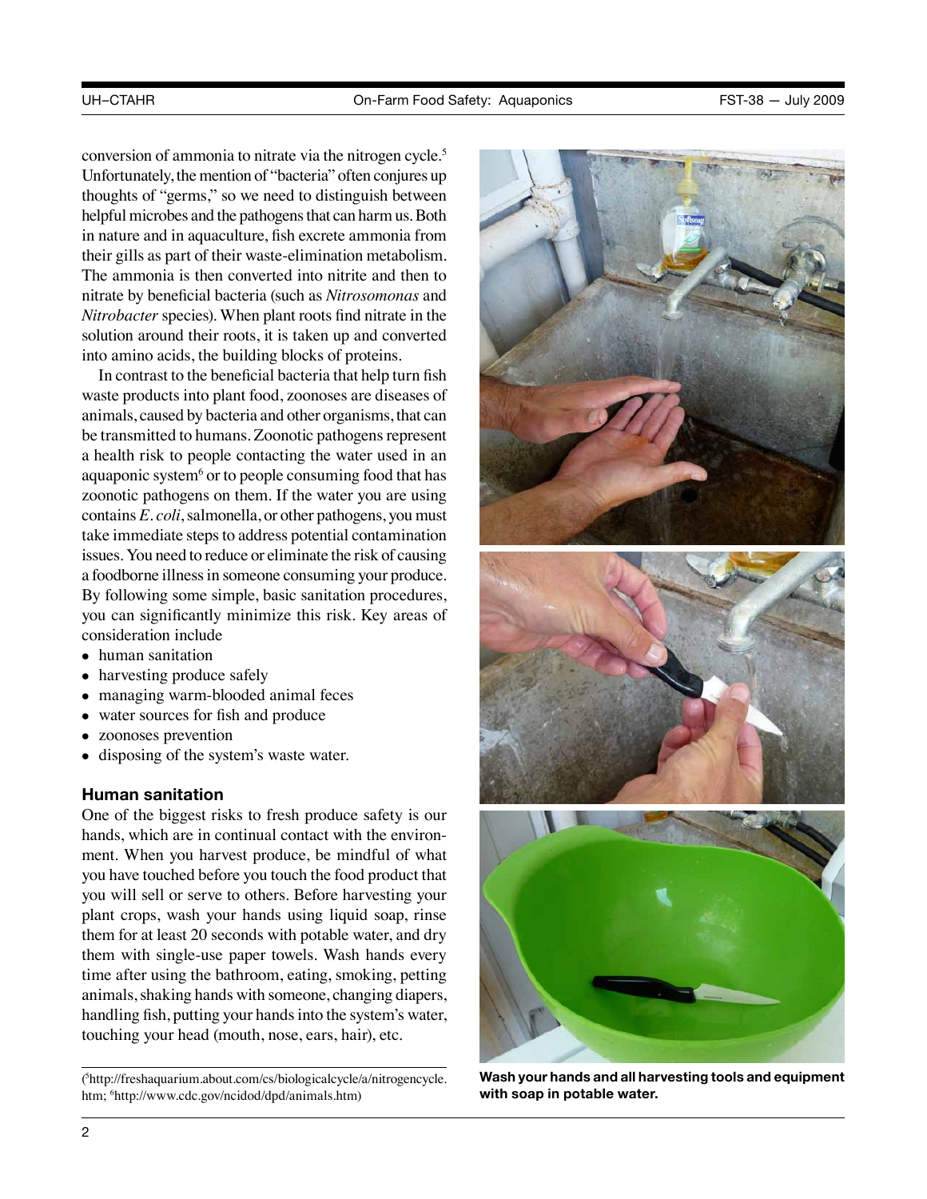conversion of ammonia to nitrate via the nitrogen cycle.[5] Unfortunately, the mention of "bacteria" often conjures up thoughts of "germs," so we need to distinguish between helpful microbes and the pathogens that can harm us. Both in nature and in aquaculture, fish excrete ammonia from their gills as part of their waste-elimination metabolism. The ammonia is then converted into nitrite and then to nitrate by beneficial bacteria (such as *Nitrosomonas* and *Nitrobacter* species). When plant roots find nitrate in the solution around their roots, it is taken up and converted into amino acids, the building blocks of proteins.

In contrast to the beneficial bacteria that help turn fish waste products into plant food, zoonoses are diseases of animals, caused by bacteria and other organisms, that can be transmitted to humans. Zoonotic pathogens represent a health risk to people contacting the water used in an aquaponic system[6] or to people consuming food that has zoonotic pathogens on them. If the water you are using contains *E. coli*, salmonella, or other pathogens, you must take immediate steps to address potential contamination issues. You need to reduce or eliminate the risk of causing a foodborne illness in someone consuming your produce. By following some simple, basic sanitation procedures, you can significantly minimize this risk. Key areas of consideration include

- human sanitation
- harvesting produce safely
- managing warm-blooded animal feces
- water sources for fish and produce
- zoonoses prevention
- disposing of the system's waste water.

## Human sanitation

One of the biggest risks to fresh produce safety is our hands, which are in continual contact with the environment. When you harvest produce, be mindful of what you have touched before you touch the food product that you will sell or serve to others. Before harvesting your plant crops, wash your hands using liquid soap, rinse them for at least 20 seconds with potable water, and dry them with single-use paper towels. Wash hands every time after using the bathroom, eating, smoking, petting animals, shaking hands with someone, changing diapers, handling fish, putting your hands into the system's water, touching your head (mouth, nose, ears, hair), etc.

**Wash your hands and all harvesting tools and equipment with soap in potable water.**

([5]http://freshaquarium.about.com/cs/biologicalcycle/a/nitrogencycle.htm; [6]http://www.cdc.gov/ncidod/dpd/animals.htm)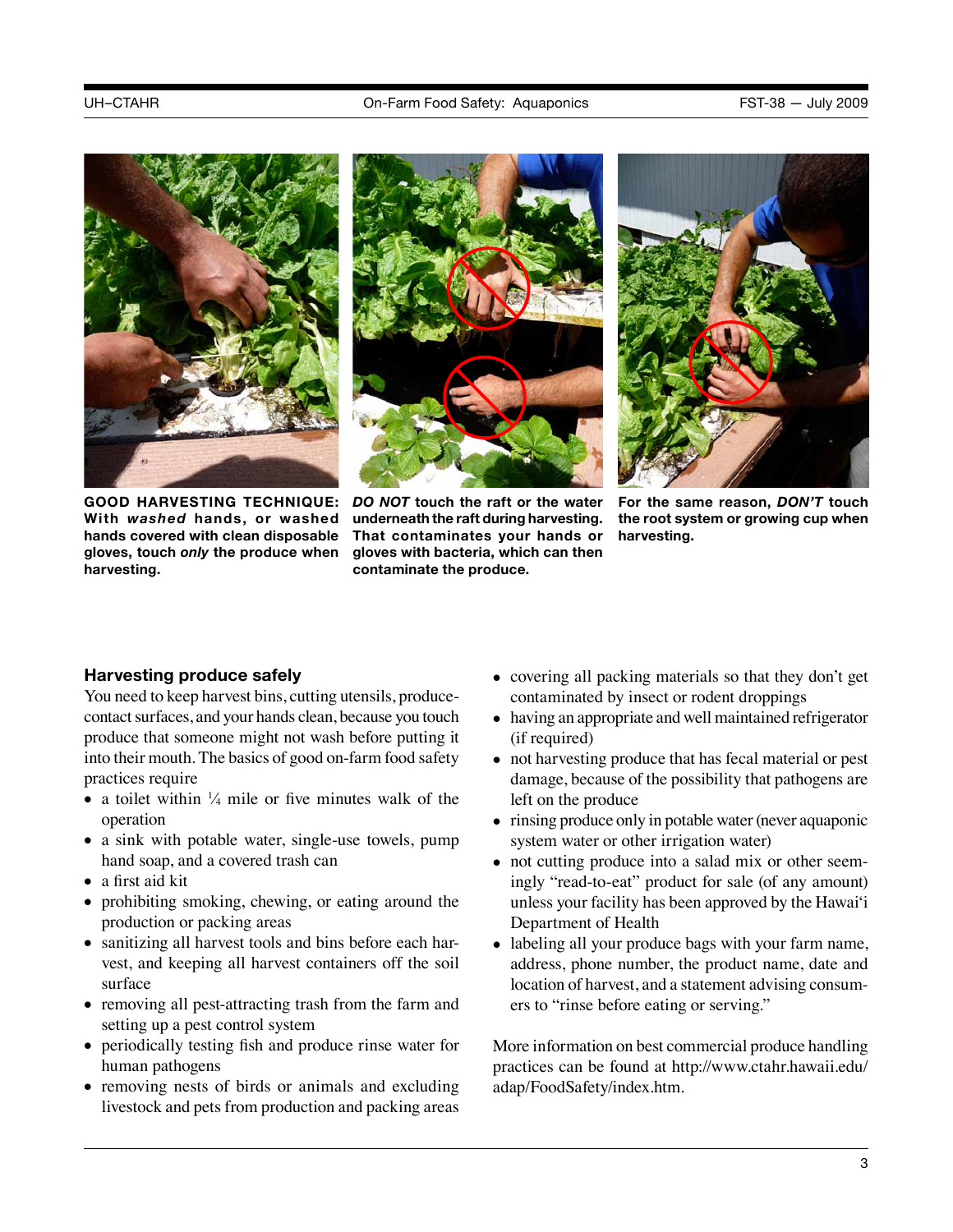**GOOD HARVESTING TECHNIQUE: With *washed* hands, or washed hands covered with clean disposable gloves, touch *only* the produce when harvesting.**

***DO NOT* touch the raft or the water underneath the raft during harvesting. That contaminates your hands or gloves with bacteria, which can then contaminate the produce.**

**For the same reason, *DON'T* touch the root system or growing cup when harvesting.**

## Harvesting produce safely

You need to keep harvest bins, cutting utensils, produce-contact surfaces, and your hands clean, because you touch produce that someone might not wash before putting it into their mouth. The basics of good on-farm food safety practices require

- a toilet within ¼ mile or five minutes walk of the operation
- a sink with potable water, single-use towels, pump hand soap, and a covered trash can
- a first aid kit
- prohibiting smoking, chewing, or eating around the production or packing areas
- sanitizing all harvest tools and bins before each harvest, and keeping all harvest containers off the soil surface
- removing all pest-attracting trash from the farm and setting up a pest control system
- periodically testing fish and produce rinse water for human pathogens
- removing nests of birds or animals and excluding livestock and pets from production and packing areas
- covering all packing materials so that they don't get contaminated by insect or rodent droppings
- having an appropriate and well maintained refrigerator (if required)
- not harvesting produce that has fecal material or pest damage, because of the possibility that pathogens are left on the produce
- rinsing produce only in potable water (never aquaponic system water or other irrigation water)
- not cutting produce into a salad mix or other seemingly "read-to-eat" product for sale (of any amount) unless your facility has been approved by the Hawai'i Department of Health
- labeling all your produce bags with your farm name, address, phone number, the product name, date and location of harvest, and a statement advising consumers to "rinse before eating or serving."

More information on best commercial produce handling practices can be found at http://www.ctahr.hawaii.edu/adap/FoodSafety/index.htm.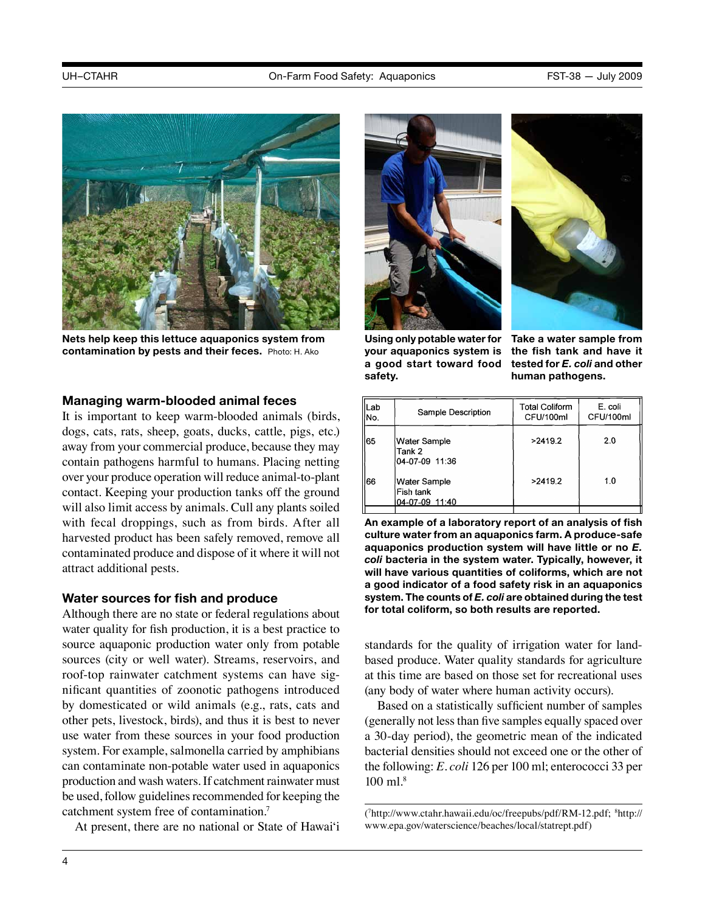Nets help keep this lettuce aquaponics system from contamination by pests and their feces. Photo: H. Ako

Using only potable water for your aquaponics system is a good start toward food safety.

Take a water sample from the fish tank and have it tested for ***E. coli*** and other human pathogens.

## Managing warm-blooded animal feces

It is important to keep warm-blooded animals (birds, dogs, cats, rats, sheep, goats, ducks, cattle, pigs, etc.) away from your commercial produce, because they may contain pathogens harmful to humans. Placing netting over your produce operation will reduce animal-to-plant contact. Keeping your production tanks off the ground will also limit access by animals. Cull any plants soiled with fecal droppings, such as from birds. After all harvested product has been safely removed, remove all contaminated produce and dispose of it where it will not attract additional pests.

## Water sources for fish and produce

Although there are no state or federal regulations about water quality for fish production, it is a best practice to source aquaponic production water only from potable sources (city or well water). Streams, reservoirs, and roof-top rainwater catchment systems can have significant quantities of zoonotic pathogens introduced by domesticated or wild animals (e.g., rats, cats and other pets, livestock, birds), and thus it is best to never use water from these sources in your food production system. For example, salmonella carried by amphibians can contaminate non-potable water used in aquaponics production and wash waters. If catchment rainwater must be used, follow guidelines recommended for keeping the catchment system free of contamination.[7]

At present, there are no national or State of Hawai'i standards for the quality of irrigation water for land-based produce. Water quality standards for agriculture at this time are based on those set for recreational uses (any body of water where human activity occurs).

Based on a statistically sufficient number of samples (generally not less than five samples equally spaced over a 30-day period), the geometric mean of the indicated bacterial densities should not exceed one or the other of the following: *E. coli* 126 per 100 ml; enterococci 33 per 100 ml.[8]

| Lab No. | Sample Description | Total Coliform CFU/100ml | E. coli CFU/100ml |
|---|---|---|---|
| 65 | Water Sample Tank 2 04-07-09 11:36 | >2419.2 | 2.0 |
| 66 | Water Sample Fish tank 04-07-09 11:40 | >2419.2 | 1.0 |

**An example of a laboratory report of an analysis of fish culture water from an aquaponics farm. A produce-safe aquaponics production system will have little or no *E. coli* bacteria in the system water. Typically, however, it will have various quantities of coliforms, which are not a good indicator of a food safety risk in an aquaponics system. The counts of *E. coli* are obtained during the test for total coliform, so both results are reported.**

([7]http://www.ctahr.hawaii.edu/oc/freepubs/pdf/RM-12.pdf; [8]http://www.epa.gov/waterscience/beaches/local/statrept.pdf)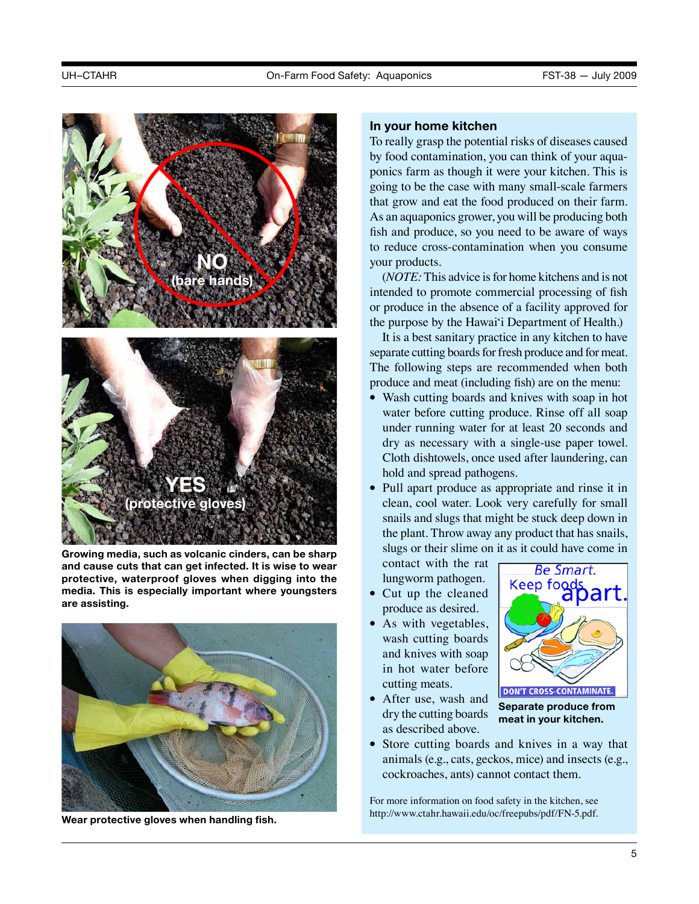Growing media, such as volcanic cinders, can be sharp and cause cuts that can get infected. It is wise to wear protective, waterproof gloves when digging into the media. This is especially important where youngsters are assisting.

Wear protective gloves when handling fish.

## In your home kitchen

To really grasp the potential risks of diseases caused by food contamination, you can think of your aquaponics farm as though it were your kitchen. This is going to be the case with many small-scale farmers that grow and eat the food produced on their farm. As an aquaponics grower, you will be producing both fish and produce, so you need to be aware of ways to reduce cross-contamination when you consume your products.

(*NOTE:* This advice is for home kitchens and is not intended to promote commercial processing of fish or produce in the absence of a facility approved for the purpose by the Hawai'i Department of Health.)

It is a best sanitary practice in any kitchen to have separate cutting boards for fresh produce and for meat. The following steps are recommended when both produce and meat (including fish) are on the menu:

- Wash cutting boards and knives with soap in hot water before cutting produce. Rinse off all soap under running water for at least 20 seconds and dry as necessary with a single-use paper towel. Cloth dishtowels, once used after laundering, can hold and spread pathogens.
- Pull apart produce as appropriate and rinse it in clean, cool water. Look very carefully for small snails and slugs that might be stuck deep down in the plant. Throw away any product that has snails, slugs or their slime on it as it could have come in contact with the rat lungworm pathogen.
- Cut up the cleaned produce as desired.
- As with vegetables, wash cutting boards and knives with soap in hot water before cutting meats.
- After use, wash and dry the cutting boards as described above.
- Store cutting boards and knives in a way that animals (e.g., cats, geckos, mice) and insects (e.g., cockroaches, ants) cannot contact them.

Separate produce from meat in your kitchen.

For more information on food safety in the kitchen, see http://www.ctahr.hawaii.edu/oc/freepubs/pdf/FN-5.pdf.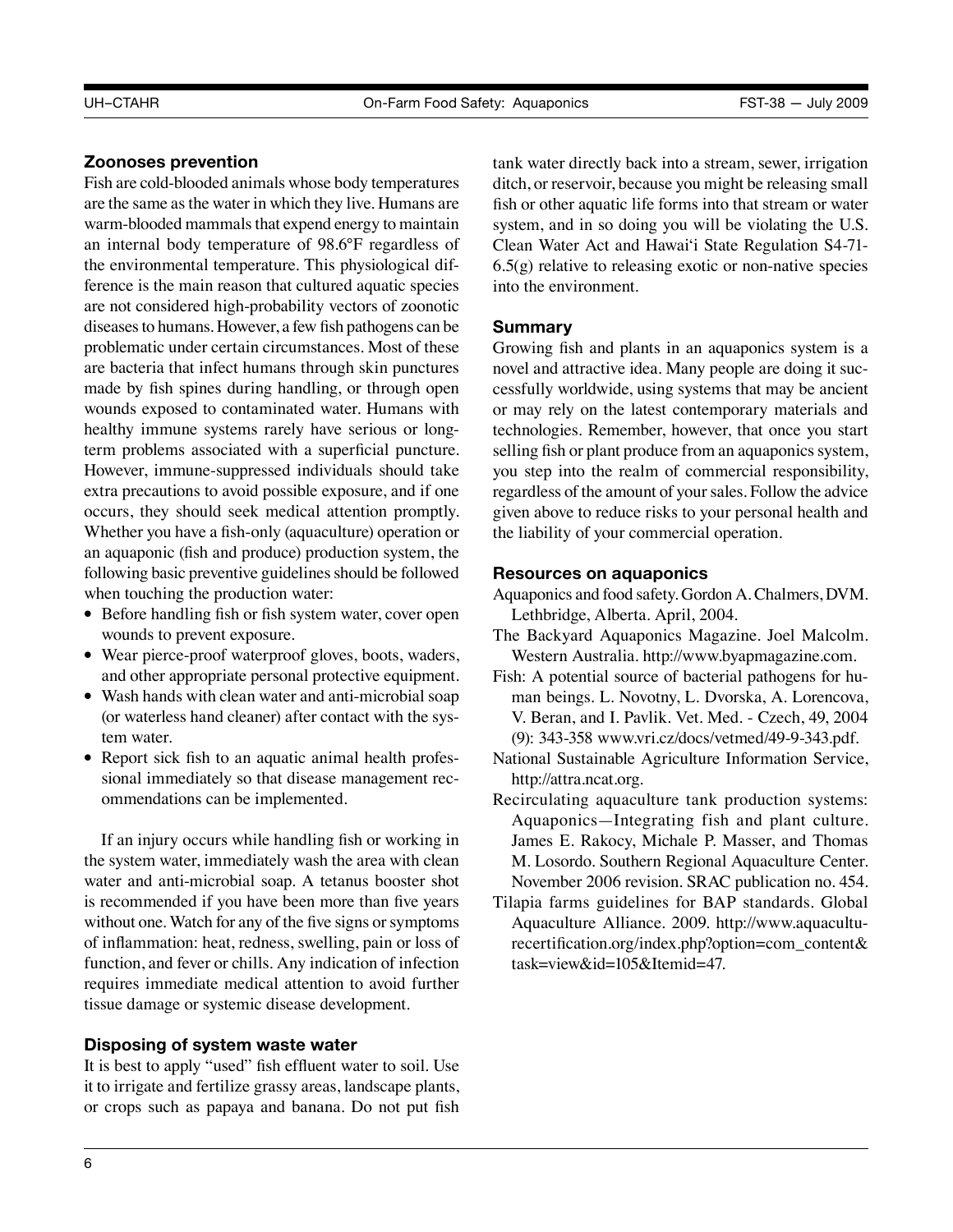### Zoonoses prevention

Fish are cold-blooded animals whose body temperatures are the same as the water in which they live. Humans are warm-blooded mammals that expend energy to maintain an internal body temperature of 98.6°F regardless of the environmental temperature. This physiological difference is the main reason that cultured aquatic species are not considered high-probability vectors of zoonotic diseases to humans. However, a few fish pathogens can be problematic under certain circumstances. Most of these are bacteria that infect humans through skin punctures made by fish spines during handling, or through open wounds exposed to contaminated water. Humans with healthy immune systems rarely have serious or long-term problems associated with a superficial puncture. However, immune-suppressed individuals should take extra precautions to avoid possible exposure, and if one occurs, they should seek medical attention promptly. Whether you have a fish-only (aquaculture) operation or an aquaponic (fish and produce) production system, the following basic preventive guidelines should be followed when touching the production water:

- Before handling fish or fish system water, cover open wounds to prevent exposure.
- Wear pierce-proof waterproof gloves, boots, waders, and other appropriate personal protective equipment.
- Wash hands with clean water and anti-microbial soap (or waterless hand cleaner) after contact with the system water.
- Report sick fish to an aquatic animal health professional immediately so that disease management recommendations can be implemented.

If an injury occurs while handling fish or working in the system water, immediately wash the area with clean water and anti-microbial soap. A tetanus booster shot is recommended if you have been more than five years without one. Watch for any of the five signs or symptoms of inflammation: heat, redness, swelling, pain or loss of function, and fever or chills. Any indication of infection requires immediate medical attention to avoid further tissue damage or systemic disease development.

### Disposing of system waste water

It is best to apply "used" fish effluent water to soil. Use it to irrigate and fertilize grassy areas, landscape plants, or crops such as papaya and banana. Do not put fish tank water directly back into a stream, sewer, irrigation ditch, or reservoir, because you might be releasing small fish or other aquatic life forms into that stream or water system, and in so doing you will be violating the U.S. Clean Water Act and Hawai'i State Regulation S4-71-6.5(g) relative to releasing exotic or non-native species into the environment.

### Summary

Growing fish and plants in an aquaponics system is a novel and attractive idea. Many people are doing it successfully worldwide, using systems that may be ancient or may rely on the latest contemporary materials and technologies. Remember, however, that once you start selling fish or plant produce from an aquaponics system, you step into the realm of commercial responsibility, regardless of the amount of your sales. Follow the advice given above to reduce risks to your personal health and the liability of your commercial operation.

### Resources on aquaponics

Aquaponics and food safety. Gordon A. Chalmers, DVM. Lethbridge, Alberta. April, 2004.

The Backyard Aquaponics Magazine. Joel Malcolm. Western Australia. http://www.byapmagazine.com.

Fish: A potential source of bacterial pathogens for human beings. L. Novotny, L. Dvorska, A. Lorencova, V. Beran, and I. Pavlik. Vet. Med. - Czech, 49, 2004 (9): 343-358 www.vri.cz/docs/vetmed/49-9-343.pdf.

National Sustainable Agriculture Information Service, http://attra.ncat.org.

Recirculating aquaculture tank production systems: Aquaponics—Integrating fish and plant culture. James E. Rakocy, Michale P. Masser, and Thomas M. Losordo. Southern Regional Aquaculture Center. November 2006 revision. SRAC publication no. 454.

Tilapia farms guidelines for BAP standards. Global Aquaculture Alliance. 2009. http://www.aquaculturecertification.org/index.php?option=com_content&task=view&id=105&Itemid=47.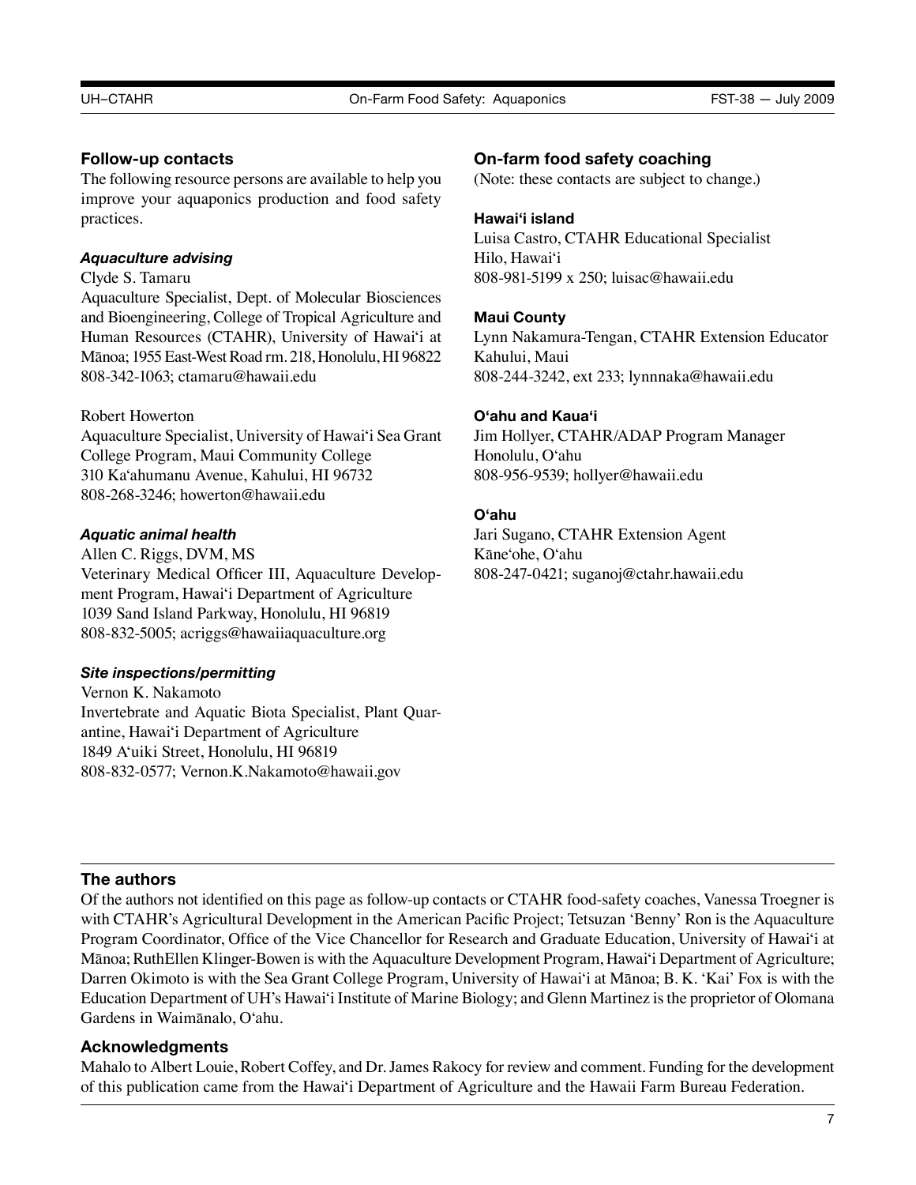## Follow-up contacts

The following resource persons are available to help you improve your aquaponics production and food safety practices.

### *Aquaculture advising*

Clyde S. Tamaru
Aquaculture Specialist, Dept. of Molecular Biosciences and Bioengineering, College of Tropical Agriculture and Human Resources (CTAHR), University of Hawai'i at Mānoa; 1955 East-West Road rm. 218, Honolulu, HI 96822
808-342-1063; ctamaru@hawaii.edu

Robert Howerton
Aquaculture Specialist, University of Hawai'i Sea Grant College Program, Maui Community College
310 Ka'ahumanu Avenue, Kahului, HI 96732
808-268-3246; howerton@hawaii.edu

### *Aquatic animal health*

Allen C. Riggs, DVM, MS
Veterinary Medical Officer III, Aquaculture Development Program, Hawai'i Department of Agriculture
1039 Sand Island Parkway, Honolulu, HI 96819
808-832-5005; acriggs@hawaiiaquaculture.org

### *Site inspections/permitting*

Vernon K. Nakamoto
Invertebrate and Aquatic Biota Specialist, Plant Quarantine, Hawai'i Department of Agriculture
1849 A'uiki Street, Honolulu, HI 96819
808-832-0577; Vernon.K.Nakamoto@hawaii.gov

## On-farm food safety coaching

(Note: these contacts are subject to change.)

### Hawai'i island

Luisa Castro, CTAHR Educational Specialist
Hilo, Hawai'i
808-981-5199 x 250; luisac@hawaii.edu

### Maui County

Lynn Nakamura-Tengan, CTAHR Extension Educator
Kahului, Maui
808-244-3242, ext 233; lynnnaka@hawaii.edu

### O'ahu and Kaua'i

Jim Hollyer, CTAHR/ADAP Program Manager
Honolulu, O'ahu
808-956-9539; hollyer@hawaii.edu

### O'ahu

Jari Sugano, CTAHR Extension Agent
Kāne'ohe, O'ahu
808-247-0421; suganoj@ctahr.hawaii.edu

## The authors

Of the authors not identified on this page as follow-up contacts or CTAHR food-safety coaches, Vanessa Troegner is with CTAHR's Agricultural Development in the American Pacific Project; Tetsuzan 'Benny' Ron is the Aquaculture Program Coordinator, Office of the Vice Chancellor for Research and Graduate Education, University of Hawai'i at Mānoa; RuthEllen Klinger-Bowen is with the Aquaculture Development Program, Hawai'i Department of Agriculture; Darren Okimoto is with the Sea Grant College Program, University of Hawai'i at Mānoa; B. K. 'Kai' Fox is with the Education Department of UH's Hawai'i Institute of Marine Biology; and Glenn Martinez is the proprietor of Olomana Gardens in Waimānalo, O'ahu.

## Acknowledgments

Mahalo to Albert Louie, Robert Coffey, and Dr. James Rakocy for review and comment. Funding for the development of this publication came from the Hawai'i Department of Agriculture and the Hawaii Farm Bureau Federation.